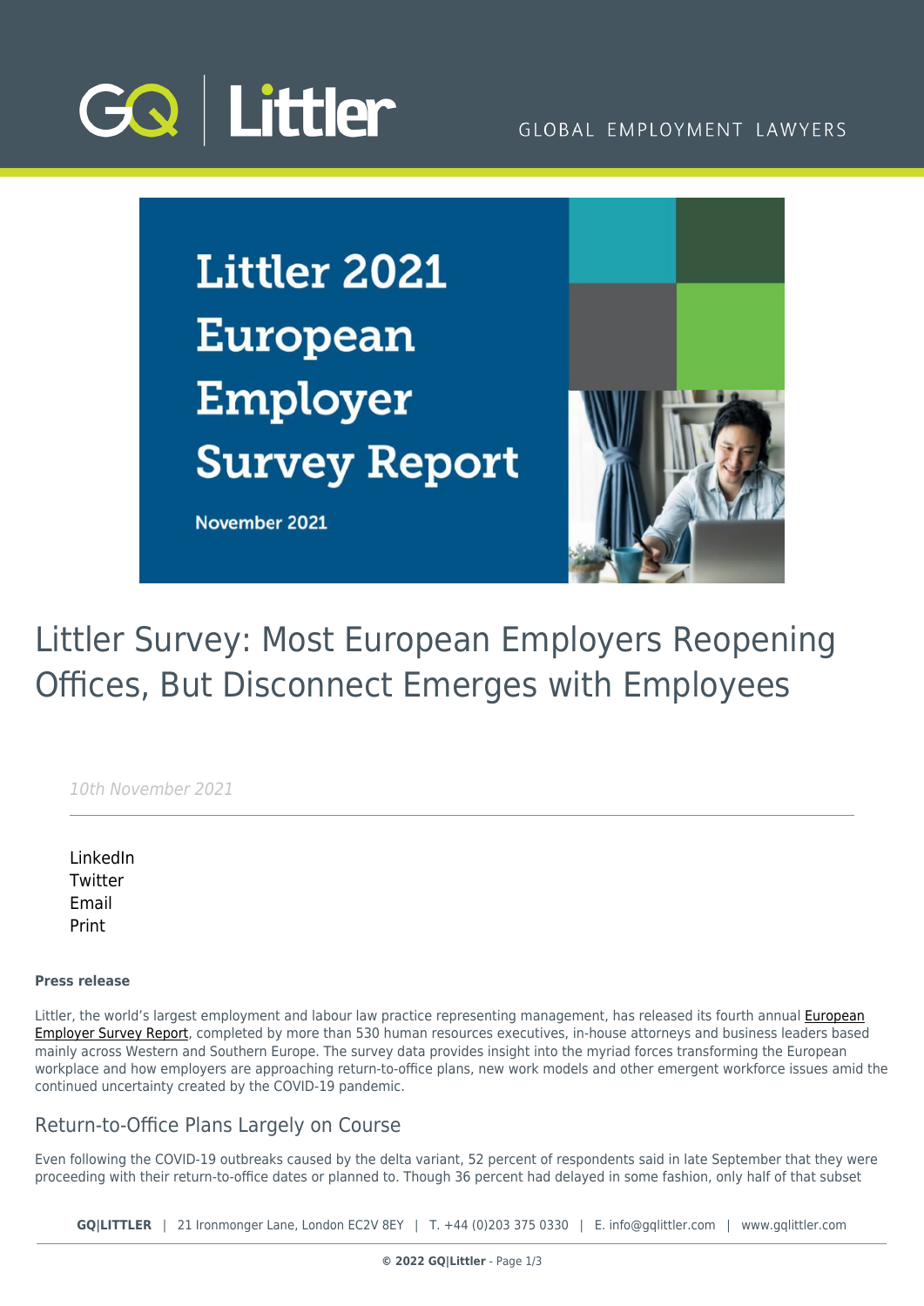# Littler Survey: Most European Employers Reopening Offices, But Disconnect Emerges with Employees

*10th November 2021*

LinkedIn
Twitter
Email
Print

**Press release**

Littler, the world's largest employment and labour law practice representing management, has released its fourth annual European Employer Survey Report, completed by more than 530 human resources executives, in-house attorneys and business leaders based mainly across Western and Southern Europe. The survey data provides insight into the myriad forces transforming the European workplace and how employers are approaching return-to-office plans, new work models and other emergent workforce issues amid the continued uncertainty created by the COVID-19 pandemic.

## Return-to-Office Plans Largely on Course

Even following the COVID-19 outbreaks caused by the delta variant, 52 percent of respondents said in late September that they were proceeding with their return-to-office dates or planned to. Though 36 percent had delayed in some fashion, only half of that subset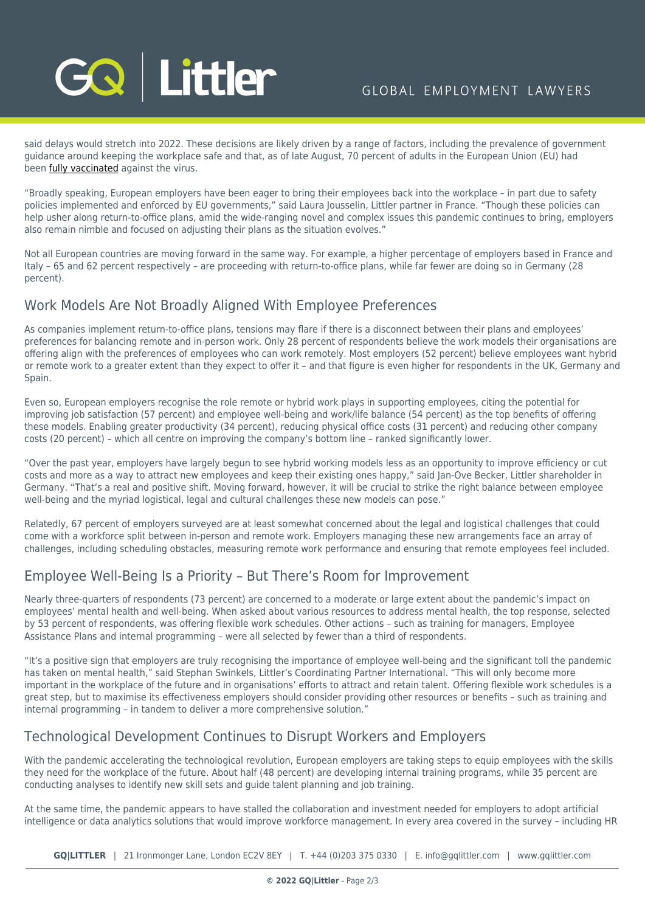said delays would stretch into 2022. These decisions are likely driven by a range of factors, including the prevalence of government guidance around keeping the workplace safe and that, as of late August, 70 percent of adults in the European Union (EU) had been fully vaccinated against the virus.

"Broadly speaking, European employers have been eager to bring their employees back into the workplace – in part due to safety policies implemented and enforced by EU governments," said Laura Jousselin, Littler partner in France. "Though these policies can help usher along return-to-office plans, amid the wide-ranging novel and complex issues this pandemic continues to bring, employers also remain nimble and focused on adjusting their plans as the situation evolves."

Not all European countries are moving forward in the same way. For example, a higher percentage of employers based in France and Italy – 65 and 62 percent respectively – are proceeding with return-to-office plans, while far fewer are doing so in Germany (28 percent).

## Work Models Are Not Broadly Aligned With Employee Preferences

As companies implement return-to-office plans, tensions may flare if there is a disconnect between their plans and employees' preferences for balancing remote and in-person work. Only 28 percent of respondents believe the work models their organisations are offering align with the preferences of employees who can work remotely. Most employers (52 percent) believe employees want hybrid or remote work to a greater extent than they expect to offer it – and that figure is even higher for respondents in the UK, Germany and Spain.

Even so, European employers recognise the role remote or hybrid work plays in supporting employees, citing the potential for improving job satisfaction (57 percent) and employee well-being and work/life balance (54 percent) as the top benefits of offering these models. Enabling greater productivity (34 percent), reducing physical office costs (31 percent) and reducing other company costs (20 percent) – which all centre on improving the company's bottom line – ranked significantly lower.

"Over the past year, employers have largely begun to see hybrid working models less as an opportunity to improve efficiency or cut costs and more as a way to attract new employees and keep their existing ones happy," said Jan-Ove Becker, Littler shareholder in Germany. "That's a real and positive shift. Moving forward, however, it will be crucial to strike the right balance between employee well-being and the myriad logistical, legal and cultural challenges these new models can pose."

Relatedly, 67 percent of employers surveyed are at least somewhat concerned about the legal and logistical challenges that could come with a workforce split between in-person and remote work. Employers managing these new arrangements face an array of challenges, including scheduling obstacles, measuring remote work performance and ensuring that remote employees feel included.

## Employee Well-Being Is a Priority – But There's Room for Improvement

Nearly three-quarters of respondents (73 percent) are concerned to a moderate or large extent about the pandemic's impact on employees' mental health and well-being. When asked about various resources to address mental health, the top response, selected by 53 percent of respondents, was offering flexible work schedules. Other actions – such as training for managers, Employee Assistance Plans and internal programming – were all selected by fewer than a third of respondents.

"It's a positive sign that employers are truly recognising the importance of employee well-being and the significant toll the pandemic has taken on mental health," said Stephan Swinkels, Littler's Coordinating Partner International. "This will only become more important in the workplace of the future and in organisations' efforts to attract and retain talent. Offering flexible work schedules is a great step, but to maximise its effectiveness employers should consider providing other resources or benefits – such as training and internal programming – in tandem to deliver a more comprehensive solution."

## Technological Development Continues to Disrupt Workers and Employers

With the pandemic accelerating the technological revolution, European employers are taking steps to equip employees with the skills they need for the workplace of the future. About half (48 percent) are developing internal training programs, while 35 percent are conducting analyses to identify new skill sets and guide talent planning and job training.

At the same time, the pandemic appears to have stalled the collaboration and investment needed for employers to adopt artificial intelligence or data analytics solutions that would improve workforce management. In every area covered in the survey – including HR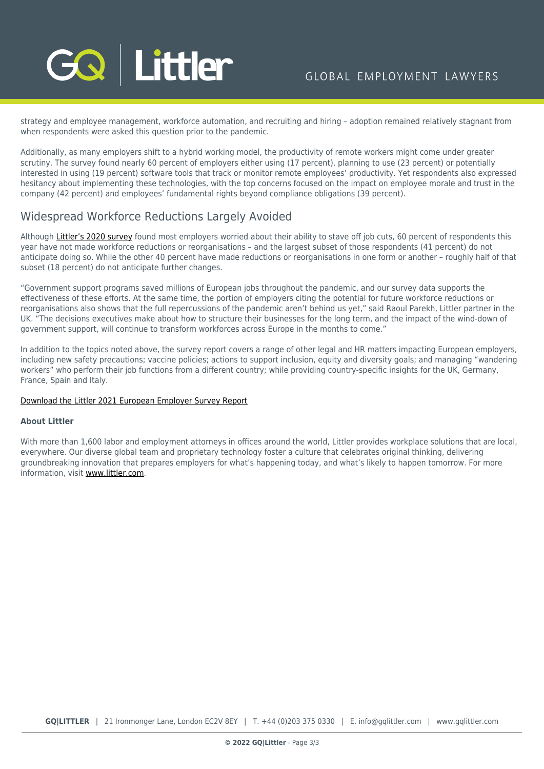strategy and employee management, workforce automation, and recruiting and hiring – adoption remained relatively stagnant from when respondents were asked this question prior to the pandemic.

Additionally, as many employers shift to a hybrid working model, the productivity of remote workers might come under greater scrutiny. The survey found nearly 60 percent of employers either using (17 percent), planning to use (23 percent) or potentially interested in using (19 percent) software tools that track or monitor remote employees' productivity. Yet respondents also expressed hesitancy about implementing these technologies, with the top concerns focused on the impact on employee morale and trust in the company (42 percent) and employees' fundamental rights beyond compliance obligations (39 percent).

## Widespread Workforce Reductions Largely Avoided

Although Littler's 2020 survey found most employers worried about their ability to stave off job cuts, 60 percent of respondents this year have not made workforce reductions or reorganisations – and the largest subset of those respondents (41 percent) do not anticipate doing so. While the other 40 percent have made reductions or reorganisations in one form or another – roughly half of that subset (18 percent) do not anticipate further changes.

"Government support programs saved millions of European jobs throughout the pandemic, and our survey data supports the effectiveness of these efforts. At the same time, the portion of employers citing the potential for future workforce reductions or reorganisations also shows that the full repercussions of the pandemic aren't behind us yet," said Raoul Parekh, Littler partner in the UK. "The decisions executives make about how to structure their businesses for the long term, and the impact of the wind-down of government support, will continue to transform workforces across Europe in the months to come."

In addition to the topics noted above, the survey report covers a range of other legal and HR matters impacting European employers, including new safety precautions; vaccine policies; actions to support inclusion, equity and diversity goals; and managing "wandering workers" who perform their job functions from a different country; while providing country-specific insights for the UK, Germany, France, Spain and Italy.

Download the Littler 2021 European Employer Survey Report

**About Littler**

With more than 1,600 labor and employment attorneys in offices around the world, Littler provides workplace solutions that are local, everywhere. Our diverse global team and proprietary technology foster a culture that celebrates original thinking, delivering groundbreaking innovation that prepares employers for what's happening today, and what's likely to happen tomorrow. For more information, visit www.littler.com.